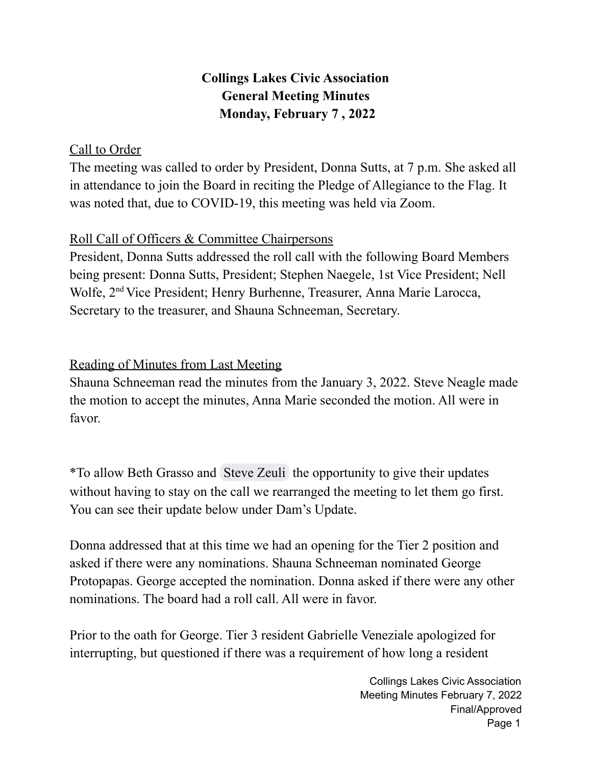**Collings Lakes Civic Association**
**General Meeting Minutes**
**Monday, February 7 , 2022**

Call to Order

The meeting was called to order by President, Donna Sutts, at 7 p.m. She asked all in attendance to join the Board in reciting the Pledge of Allegiance to the Flag. It was noted that, due to COVID-19, this meeting was held via Zoom.

Roll Call of Officers & Committee Chairpersons

President, Donna Sutts addressed the roll call with the following Board Members being present: Donna Sutts, President; Stephen Naegele, 1st Vice President; Nell Wolfe, 2nd Vice President; Henry Burhenne, Treasurer, Anna Marie Larocca, Secretary to the treasurer, and Shauna Schneeman, Secretary.

Reading of Minutes from Last Meeting

Shauna Schneeman read the minutes from the January 3, 2022. Steve Neagle made the motion to accept the minutes, Anna Marie seconded the motion. All were in favor.

*To allow Beth Grasso and Steve Zeuli the opportunity to give their updates without having to stay on the call we rearranged the meeting to let them go first. You can see their update below under Dam's Update.

Donna addressed that at this time we had an opening for the Tier 2 position and asked if there were any nominations. Shauna Schneeman nominated George Protopapas. George accepted the nomination. Donna asked if there were any other nominations. The board had a roll call. All were in favor.

Prior to the oath for George. Tier 3 resident Gabrielle Veneziale apologized for interrupting, but questioned if there was a requirement of how long a resident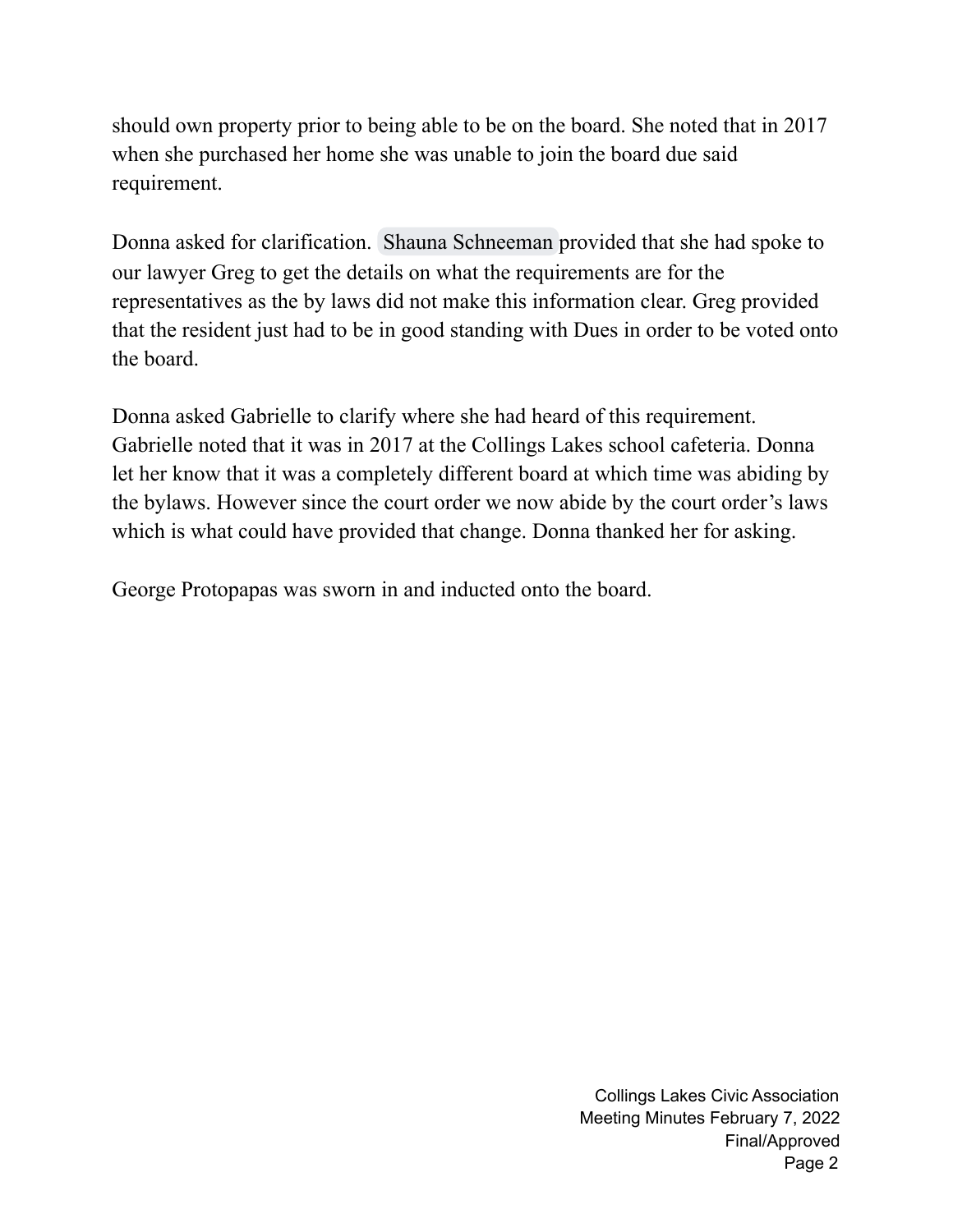should own property prior to being able to be on the board. She noted that in 2017 when she purchased her home she was unable to join the board due said requirement.

Donna asked for clarification. Shauna Schneeman provided that she had spoke to our lawyer Greg to get the details on what the requirements are for the representatives as the by laws did not make this information clear. Greg provided that the resident just had to be in good standing with Dues in order to be voted onto the board.

Donna asked Gabrielle to clarify where she had heard of this requirement. Gabrielle noted that it was in 2017 at the Collings Lakes school cafeteria. Donna let her know that it was a completely different board at which time was abiding by the bylaws. However since the court order we now abide by the court order's laws which is what could have provided that change. Donna thanked her for asking.

George Protopapas was sworn in and inducted onto the board.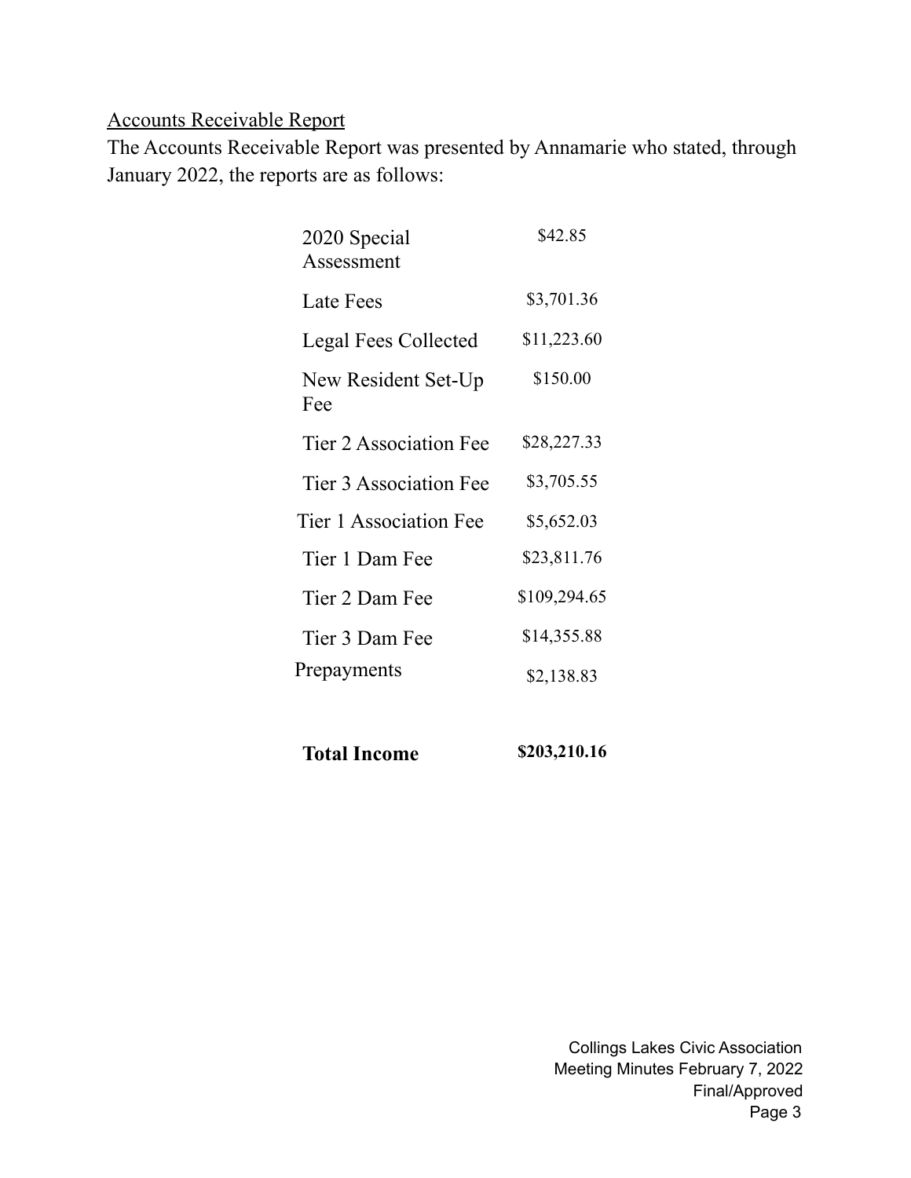Accounts Receivable Report

The Accounts Receivable Report was presented by Annamarie who stated, through January 2022, the reports are as follows:

| | |
|---|---|
| 2020 Special Assessment | $42.85 |
| Late Fees | $3,701.36 |
| Legal Fees Collected | $11,223.60 |
| New Resident Set-Up Fee | $150.00 |
| Tier 2 Association Fee | $28,227.33 |
| Tier 3 Association Fee | $3,705.55 |
| Tier 1 Association Fee | $5,652.03 |
| Tier 1 Dam Fee | $23,811.76 |
| Tier 2 Dam Fee | $109,294.65 |
| Tier 3 Dam Fee | $14,355.88 |
| Prepayments | $2,138.83 |
| **Total Income** | **$203,210.16** |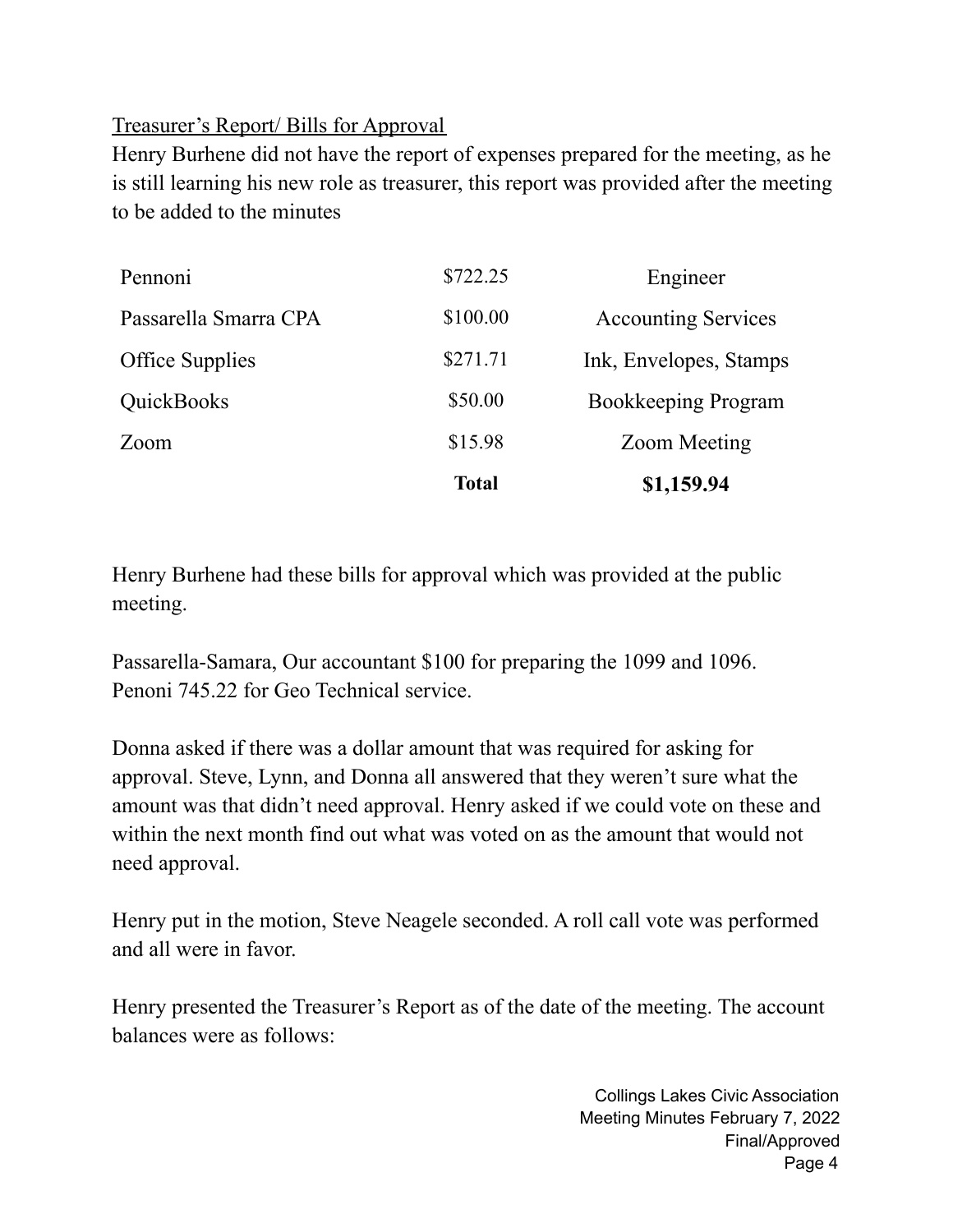Treasurer's Report/ Bills for Approval

Henry Burhene did not have the report of expenses prepared for the meeting, as he is still learning his new role as treasurer, this report was provided after the meeting to be added to the minutes

| | | |
|---|---|---|
| Pennoni | $722.25 | Engineer |
| Passarella Smarra CPA | $100.00 | Accounting Services |
| Office Supplies | $271.71 | Ink, Envelopes, Stamps |
| QuickBooks | $50.00 | Bookkeeping Program |
| Zoom | $15.98 | Zoom Meeting |
| | **Total** | **$1,159.94** |

Henry Burhene had these bills for approval which was provided at the public meeting.

Passarella-Samara, Our accountant $100 for preparing the 1099 and 1096.
Penoni 745.22 for Geo Technical service.

Donna asked if there was a dollar amount that was required for asking for approval. Steve, Lynn, and Donna all answered that they weren't sure what the amount was that didn't need approval. Henry asked if we could vote on these and within the next month find out what was voted on as the amount that would not need approval.

Henry put in the motion, Steve Neagele seconded. A roll call vote was performed and all were in favor.

Henry presented the Treasurer's Report as of the date of the meeting. The account balances were as follows: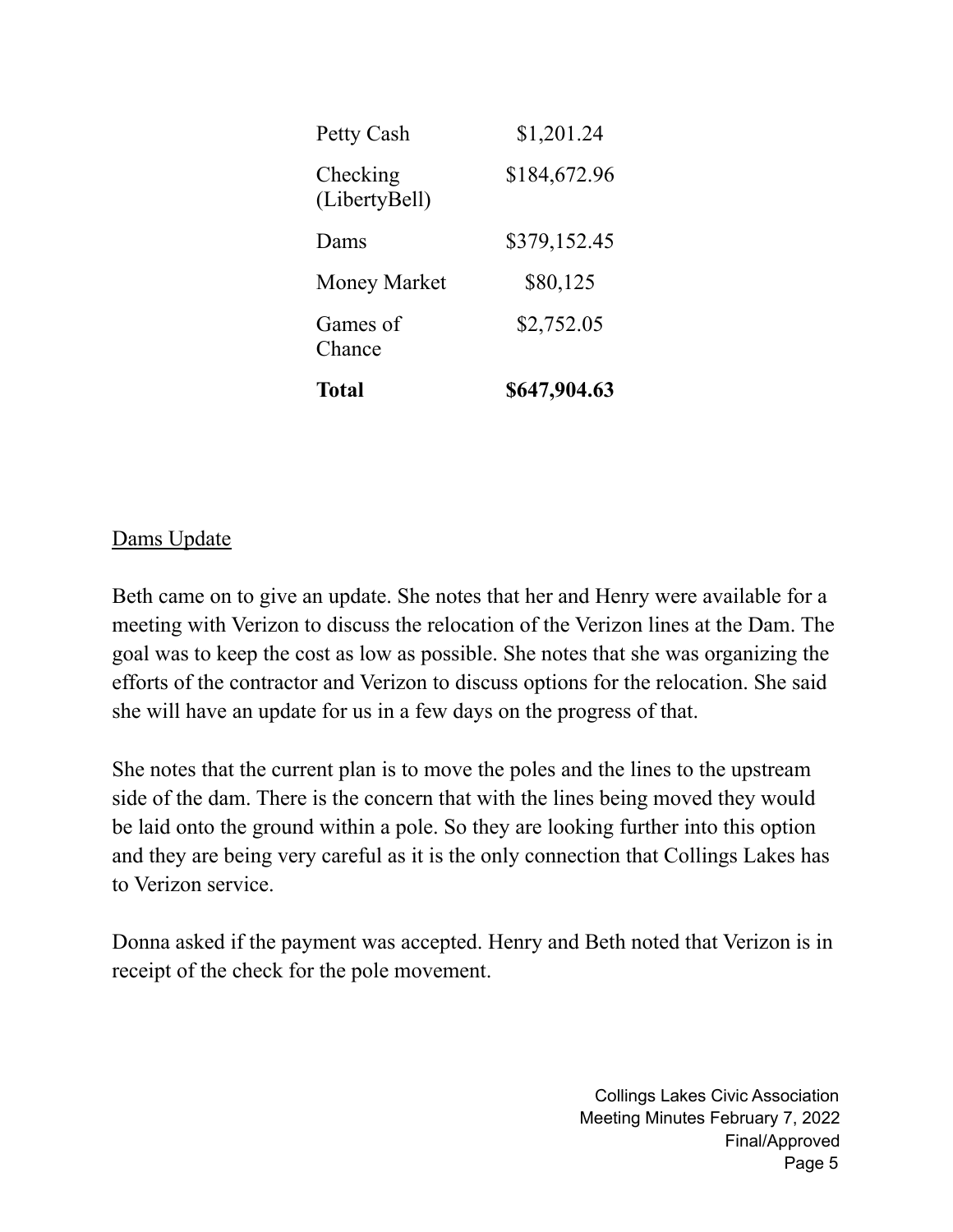| | |
|---|---|
| Petty Cash | $1,201.24 |
| Checking (LibertyBell) | $184,672.96 |
| Dams | $379,152.45 |
| Money Market | $80,125 |
| Games of Chance | $2,752.05 |
| **Total** | **$647,904.63** |

Dams Update

Beth came on to give an update. She notes that her and Henry were available for a meeting with Verizon to discuss the relocation of the Verizon lines at the Dam. The goal was to keep the cost as low as possible. She notes that she was organizing the efforts of the contractor and Verizon to discuss options for the relocation. She said she will have an update for us in a few days on the progress of that.

She notes that the current plan is to move the poles and the lines to the upstream side of the dam. There is the concern that with the lines being moved they would be laid onto the ground within a pole. So they are looking further into this option and they are being very careful as it is the only connection that Collings Lakes has to Verizon service.

Donna asked if the payment was accepted. Henry and Beth noted that Verizon is in receipt of the check for the pole movement.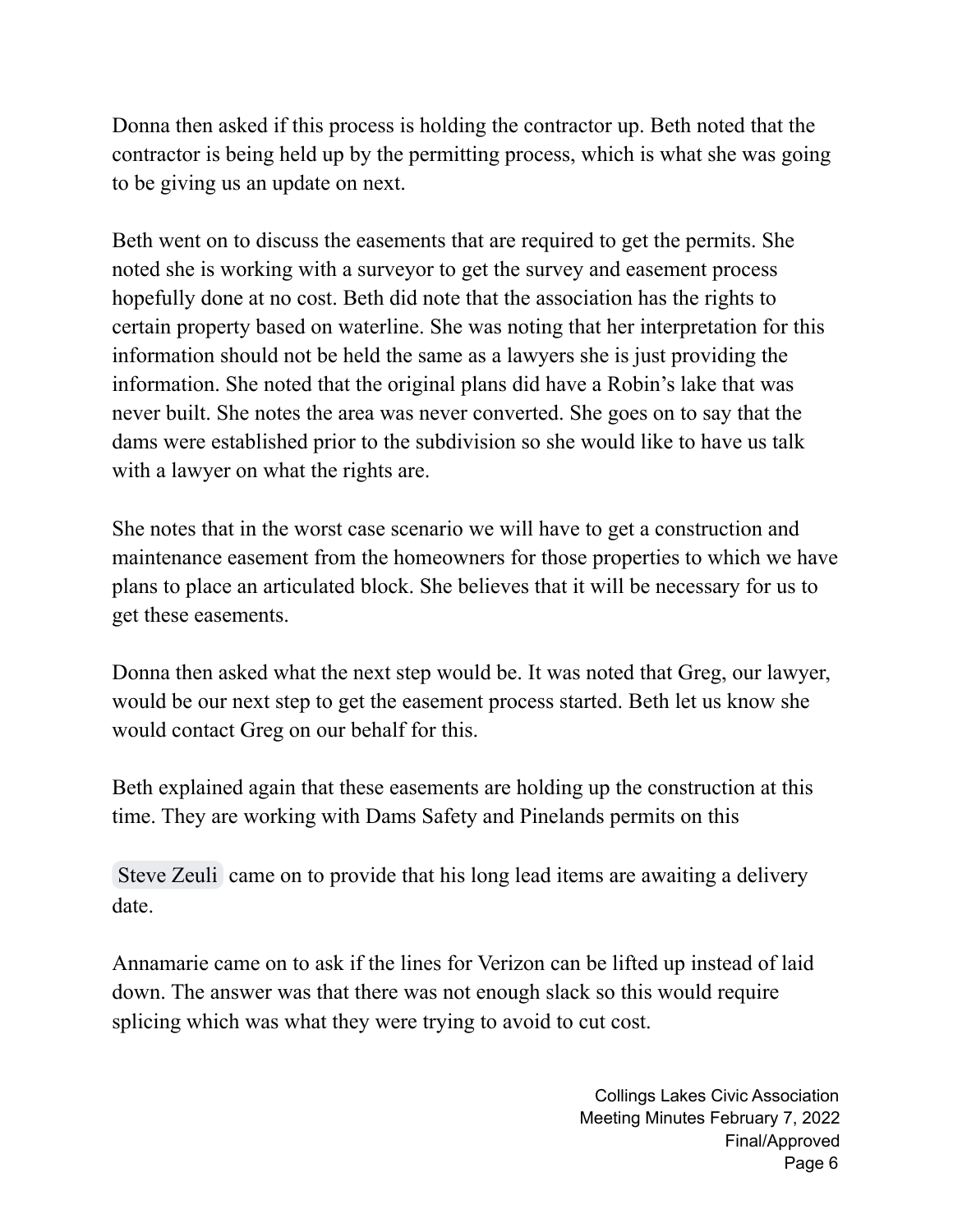Donna then asked if this process is holding the contractor up. Beth noted that the contractor is being held up by the permitting process, which is what she was going to be giving us an update on next.

Beth went on to discuss the easements that are required to get the permits. She noted she is working with a surveyor to get the survey and easement process hopefully done at no cost. Beth did note that the association has the rights to certain property based on waterline. She was noting that her interpretation for this information should not be held the same as a lawyers she is just providing the information. She noted that the original plans did have a Robin's lake that was never built. She notes the area was never converted. She goes on to say that the dams were established prior to the subdivision so she would like to have us talk with a lawyer on what the rights are.

She notes that in the worst case scenario we will have to get a construction and maintenance easement from the homeowners for those properties to which we have plans to place an articulated block. She believes that it will be necessary for us to get these easements.

Donna then asked what the next step would be. It was noted that Greg, our lawyer, would be our next step to get the easement process started. Beth let us know she would contact Greg on our behalf for this.

Beth explained again that these easements are holding up the construction at this time. They are working with Dams Safety and Pinelands permits on this

Steve Zeuli came on to provide that his long lead items are awaiting a delivery date.

Annamarie came on to ask if the lines for Verizon can be lifted up instead of laid down. The answer was that there was not enough slack so this would require splicing which was what they were trying to avoid to cut cost.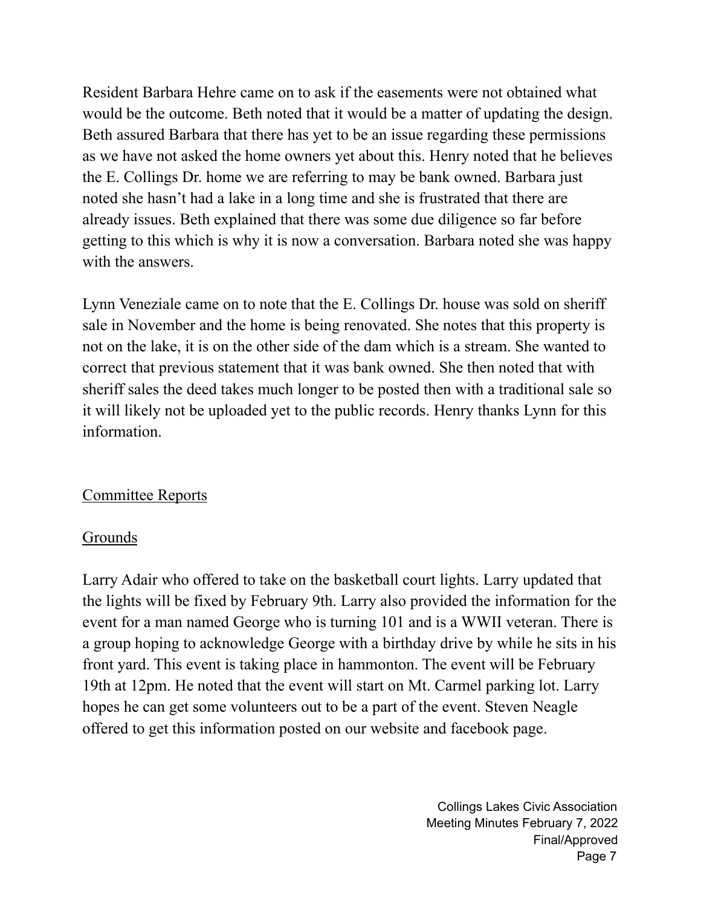Resident Barbara Hehre came on to ask if the easements were not obtained what would be the outcome. Beth noted that it would be a matter of updating the design. Beth assured Barbara that there has yet to be an issue regarding these permissions as we have not asked the home owners yet about this. Henry noted that he believes the E. Collings Dr. home we are referring to may be bank owned. Barbara just noted she hasn't had a lake in a long time and she is frustrated that there are already issues. Beth explained that there was some due diligence so far before getting to this which is why it is now a conversation. Barbara noted she was happy with the answers.

Lynn Veneziale came on to note that the E. Collings Dr. house was sold on sheriff sale in November and the home is being renovated. She notes that this property is not on the lake, it is on the other side of the dam which is a stream. She wanted to correct that previous statement that it was bank owned. She then noted that with sheriff sales the deed takes much longer to be posted then with a traditional sale so it will likely not be uploaded yet to the public records. Henry thanks Lynn for this information.

## Committee Reports

### Grounds

Larry Adair who offered to take on the basketball court lights. Larry updated that the lights will be fixed by February 9th. Larry also provided the information for the event for a man named George who is turning 101 and is a WWII veteran. There is a group hoping to acknowledge George with a birthday drive by while he sits in his front yard. This event is taking place in hammonton. The event will be February 19th at 12pm. He noted that the event will start on Mt. Carmel parking lot. Larry hopes he can get some volunteers out to be a part of the event. Steven Neagle offered to get this information posted on our website and facebook page.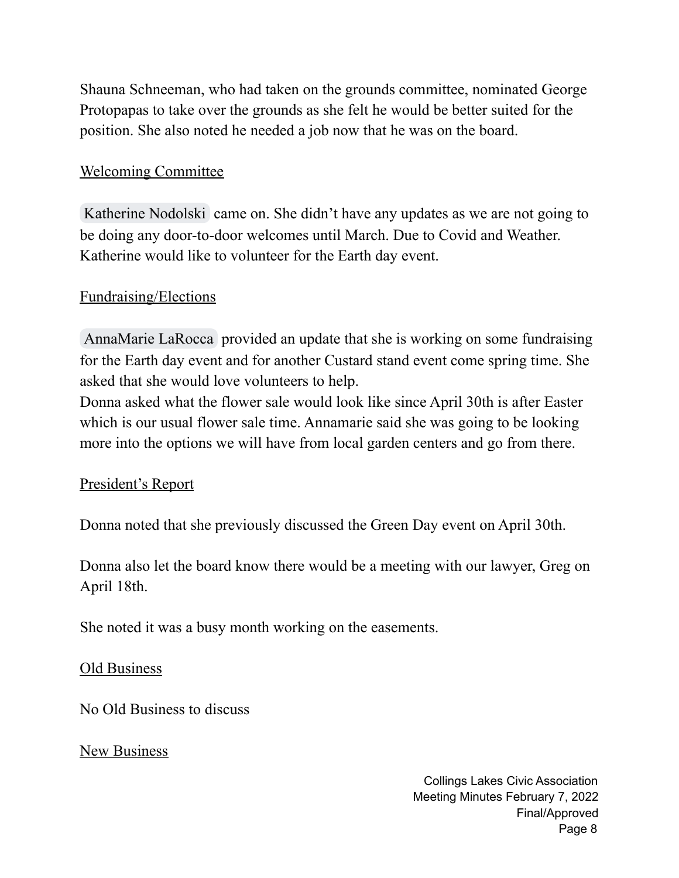Shauna Schneeman, who had taken on the grounds committee, nominated George Protopapas to take over the grounds as she felt he would be better suited for the position. She also noted he needed a job now that he was on the board.

<u>Welcoming Committee</u>

Katherine Nodolski came on. She didn't have any updates as we are not going to be doing any door-to-door welcomes until March. Due to Covid and Weather. Katherine would like to volunteer for the Earth day event.

<u>Fundraising/Elections</u>

AnnaMarie LaRocca provided an update that she is working on some fundraising for the Earth day event and for another Custard stand event come spring time. She asked that she would love volunteers to help.
Donna asked what the flower sale would look like since April 30th is after Easter which is our usual flower sale time. Annamarie said she was going to be looking more into the options we will have from local garden centers and go from there.

<u>President's Report</u>

Donna noted that she previously discussed the Green Day event on April 30th.

Donna also let the board know there would be a meeting with our lawyer, Greg on April 18th.

She noted it was a busy month working on the easements.

<u>Old Business</u>

No Old Business to discuss

<u>New Business</u>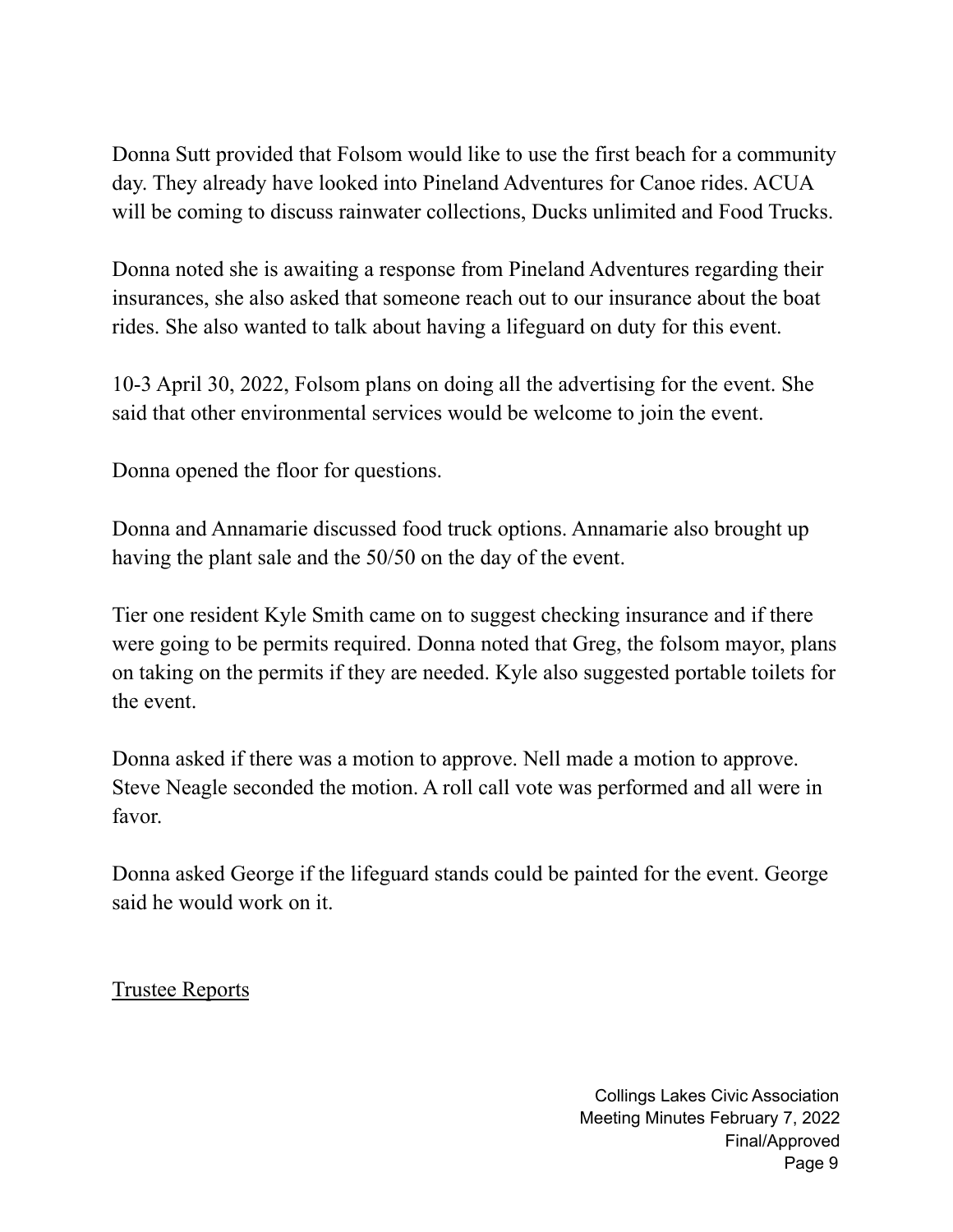Donna Sutt provided that Folsom would like to use the first beach for a community day. They already have looked into Pineland Adventures for Canoe rides. ACUA will be coming to discuss rainwater collections, Ducks unlimited and Food Trucks.

Donna noted she is awaiting a response from Pineland Adventures regarding their insurances, she also asked that someone reach out to our insurance about the boat rides. She also wanted to talk about having a lifeguard on duty for this event.

10-3 April 30, 2022, Folsom plans on doing all the advertising for the event. She said that other environmental services would be welcome to join the event.

Donna opened the floor for questions.

Donna and Annamarie discussed food truck options. Annamarie also brought up having the plant sale and the 50/50 on the day of the event.

Tier one resident Kyle Smith came on to suggest checking insurance and if there were going to be permits required. Donna noted that Greg, the folsom mayor, plans on taking on the permits if they are needed. Kyle also suggested portable toilets for the event.

Donna asked if there was a motion to approve. Nell made a motion to approve. Steve Neagle seconded the motion. A roll call vote was performed and all were in favor.

Donna asked George if the lifeguard stands could be painted for the event. George said he would work on it.

<u>Trustee Reports</u>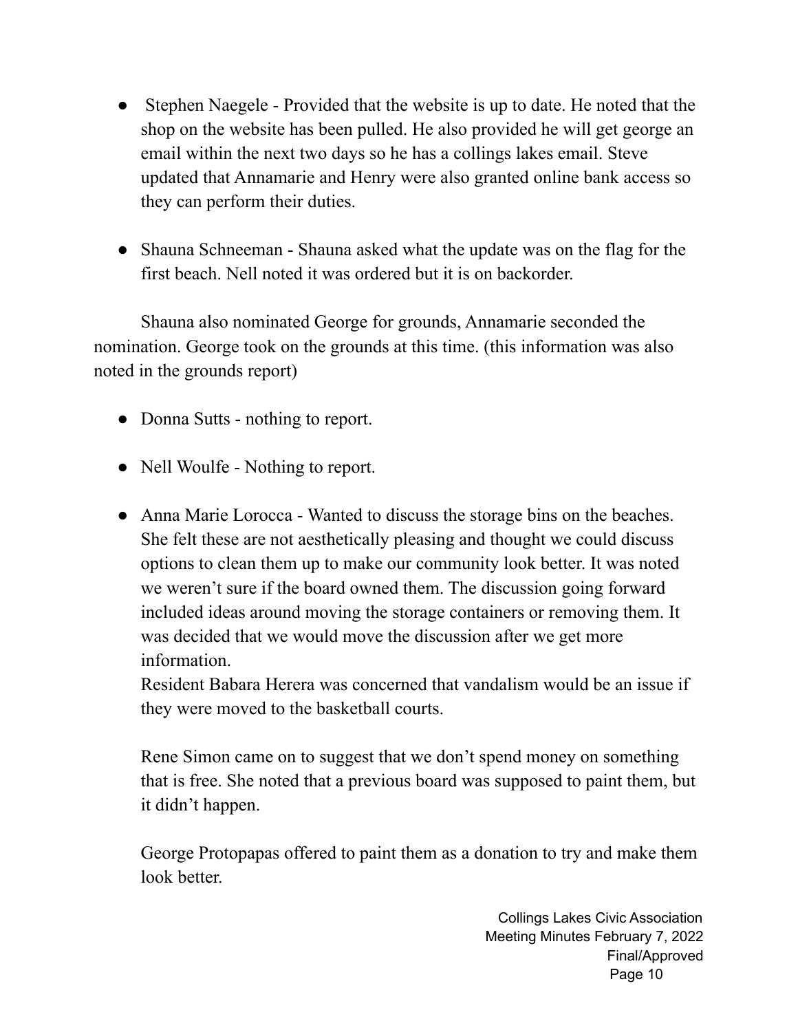- Stephen Naegele - Provided that the website is up to date. He noted that the shop on the website has been pulled. He also provided he will get george an email within the next two days so he has a collings lakes email. Steve updated that Annamarie and Henry were also granted online bank access so they can perform their duties.

- Shauna Schneeman - Shauna asked what the update was on the flag for the first beach. Nell noted it was ordered but it is on backorder.

Shauna also nominated George for grounds, Annamarie seconded the nomination. George took on the grounds at this time. (this information was also noted in the grounds report)

- Donna Sutts - nothing to report.

- Nell Woulfe - Nothing to report.

- Anna Marie Lorocca - Wanted to discuss the storage bins on the beaches. She felt these are not aesthetically pleasing and thought we could discuss options to clean them up to make our community look better. It was noted we weren't sure if the board owned them. The discussion going forward included ideas around moving the storage containers or removing them. It was decided that we would move the discussion after we get more information.
  Resident Babara Herera was concerned that vandalism would be an issue if they were moved to the basketball courts.

  Rene Simon came on to suggest that we don't spend money on something that is free. She noted that a previous board was supposed to paint them, but it didn't happen.

  George Protopapas offered to paint them as a donation to try and make them look better.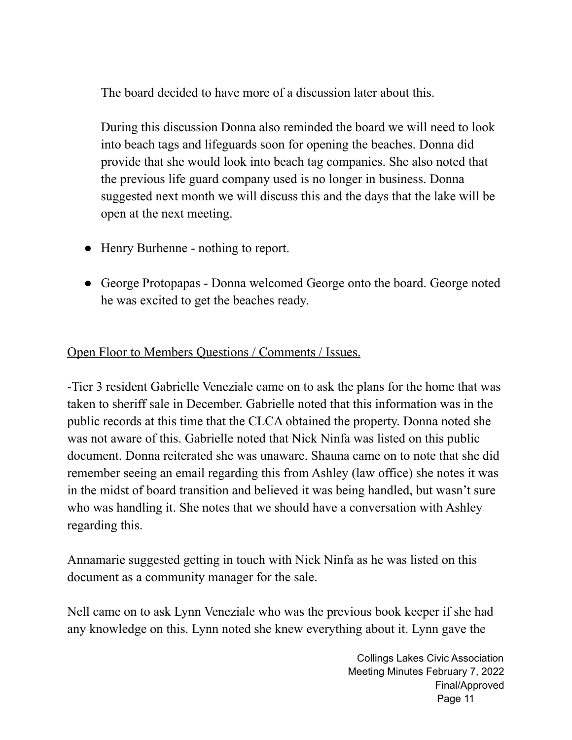The board decided to have more of a discussion later about this.

During this discussion Donna also reminded the board we will need to look into beach tags and lifeguards soon for opening the beaches. Donna did provide that she would look into beach tag companies. She also noted that the previous life guard company used is no longer in business. Donna suggested next month we will discuss this and the days that the lake will be open at the next meeting.

- Henry Burhenne - nothing to report.

- George Protopapas - Donna welcomed George onto the board. George noted he was excited to get the beaches ready.

<u>Open Floor to Members Questions / Comments / Issues.</u>

-Tier 3 resident Gabrielle Veneziale came on to ask the plans for the home that was taken to sheriff sale in December. Gabrielle noted that this information was in the public records at this time that the CLCA obtained the property. Donna noted she was not aware of this. Gabrielle noted that Nick Ninfa was listed on this public document. Donna reiterated she was unaware. Shauna came on to note that she did remember seeing an email regarding this from Ashley (law office) she notes it was in the midst of board transition and believed it was being handled, but wasn't sure who was handling it. She notes that we should have a conversation with Ashley regarding this.

Annamarie suggested getting in touch with Nick Ninfa as he was listed on this document as a community manager for the sale.

Nell came on to ask Lynn Veneziale who was the previous book keeper if she had any knowledge on this. Lynn noted she knew everything about it. Lynn gave the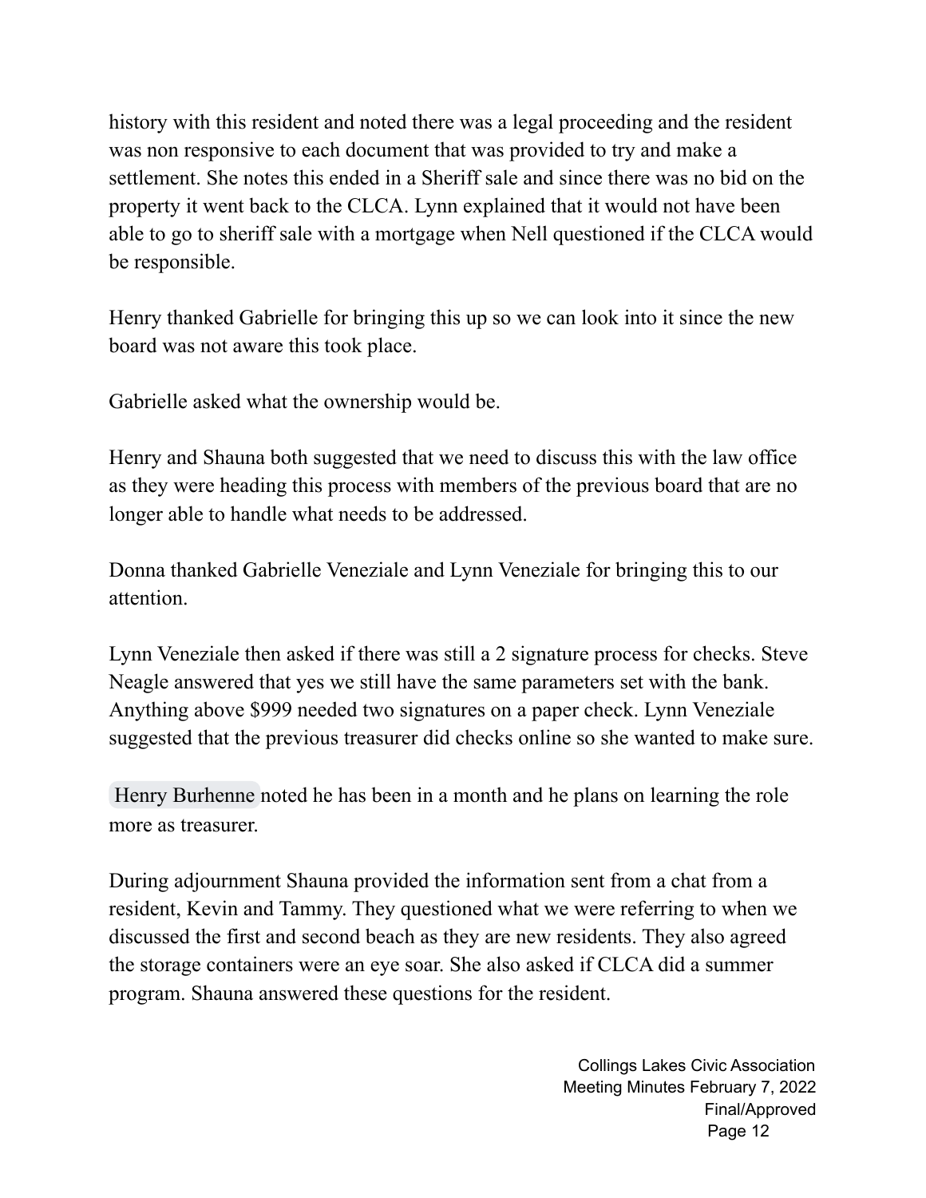history with this resident and noted there was a legal proceeding and the resident was non responsive to each document that was provided to try and make a settlement. She notes this ended in a Sheriff sale and since there was no bid on the property it went back to the CLCA. Lynn explained that it would not have been able to go to sheriff sale with a mortgage when Nell questioned if the CLCA would be responsible.

Henry thanked Gabrielle for bringing this up so we can look into it since the new board was not aware this took place.

Gabrielle asked what the ownership would be.

Henry and Shauna both suggested that we need to discuss this with the law office as they were heading this process with members of the previous board that are no longer able to handle what needs to be addressed.

Donna thanked Gabrielle Veneziale and Lynn Veneziale for bringing this to our attention.

Lynn Veneziale then asked if there was still a 2 signature process for checks. Steve Neagle answered that yes we still have the same parameters set with the bank. Anything above $999 needed two signatures on a paper check. Lynn Veneziale suggested that the previous treasurer did checks online so she wanted to make sure.

Henry Burhenne noted he has been in a month and he plans on learning the role more as treasurer.

During adjournment Shauna provided the information sent from a chat from a resident, Kevin and Tammy. They questioned what we were referring to when we discussed the first and second beach as they are new residents. They also agreed the storage containers were an eye soar. She also asked if CLCA did a summer program. Shauna answered these questions for the resident.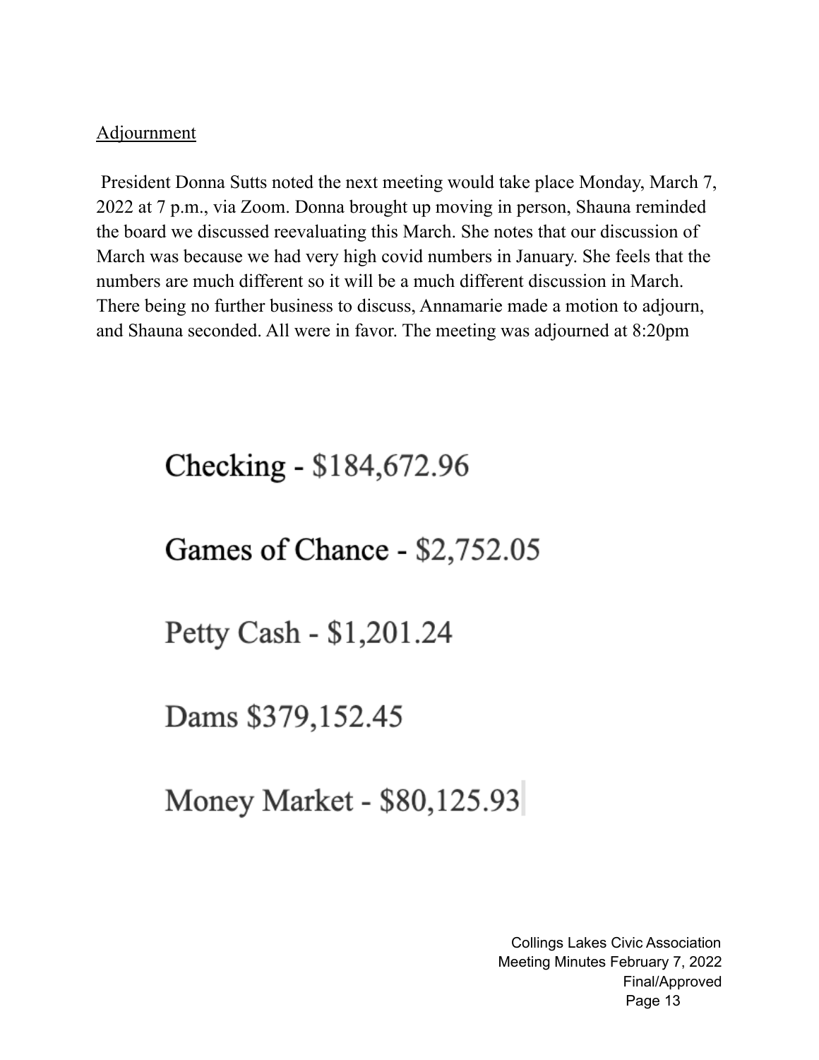Adjournment

President Donna Sutts noted the next meeting would take place Monday, March 7, 2022 at 7 p.m., via Zoom. Donna brought up moving in person, Shauna reminded the board we discussed reevaluating this March. She notes that our discussion of March was because we had very high covid numbers in January. She feels that the numbers are much different so it will be a much different discussion in March. There being no further business to discuss, Annamarie made a motion to adjourn, and Shauna seconded. All were in favor. The meeting was adjourned at 8:20pm

Checking - $184,672.96

Games of Chance - $2,752.05

Petty Cash - $1,201.24

Dams $379,152.45

Money Market - $80,125.93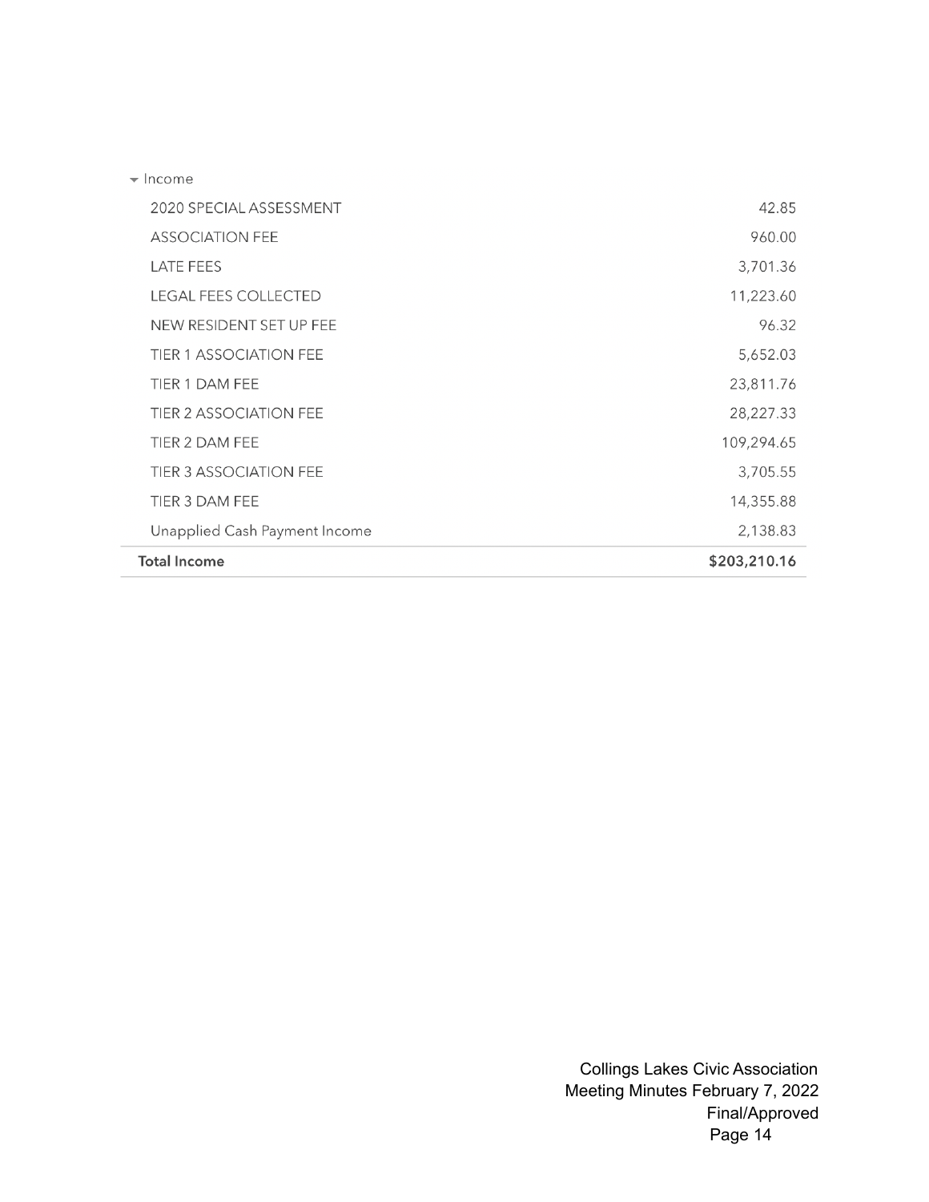| Income | |
|---|---|
| 2020 SPECIAL ASSESSMENT | 42.85 |
| ASSOCIATION FEE | 960.00 |
| LATE FEES | 3,701.36 |
| LEGAL FEES COLLECTED | 11,223.60 |
| NEW RESIDENT SET UP FEE | 96.32 |
| TIER 1 ASSOCIATION FEE | 5,652.03 |
| TIER 1 DAM FEE | 23,811.76 |
| TIER 2 ASSOCIATION FEE | 28,227.33 |
| TIER 2 DAM FEE | 109,294.65 |
| TIER 3 ASSOCIATION FEE | 3,705.55 |
| TIER 3 DAM FEE | 14,355.88 |
| Unapplied Cash Payment Income | 2,138.83 |
| **Total Income** | **$203,210.16** |

Collings Lakes Civic Association
Meeting Minutes February 7, 2022
Final/Approved